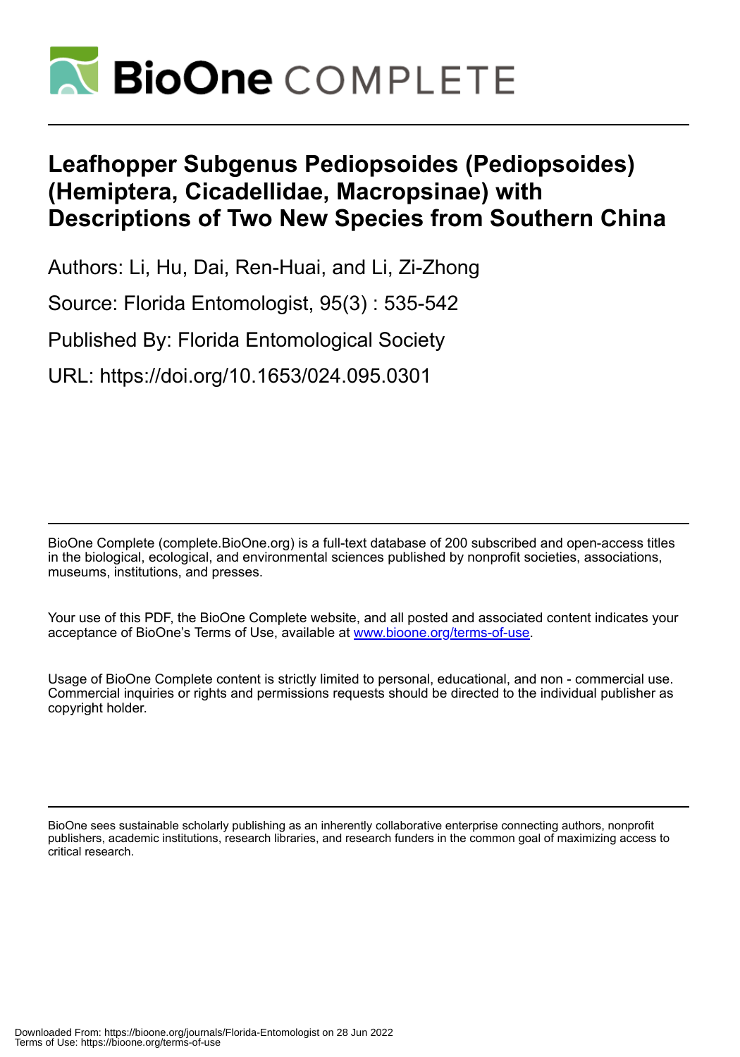# Leafhopper Subgenus Pediopsoides (Pediopsoides) (Hemiptera, Cicadellidae, Macropsinae) with Descriptions of Two New Species from Southern China

Authors: Li, Hu, Dai, Ren-Huai, and Li, Zi-Zhong

Source: Florida Entomologist, 95(3) : 535-542

Published By: Florida Entomological Society

URL: https://doi.org/10.1653/024.095.0301

BioOne Complete (complete.BioOne.org) is a full-text database of 200 subscribed and open-access titles in the biological, ecological, and environmental sciences published by nonprofit societies, associations, museums, institutions, and presses.

Your use of this PDF, the BioOne Complete website, and all posted and associated content indicates your acceptance of BioOne's Terms of Use, available at www.bioone.org/terms-of-use.

Usage of BioOne Complete content is strictly limited to personal, educational, and non - commercial use. Commercial inquiries or rights and permissions requests should be directed to the individual publisher as copyright holder.

BioOne sees sustainable scholarly publishing as an inherently collaborative enterprise connecting authors, nonprofit publishers, academic institutions, research libraries, and research funders in the common goal of maximizing access to critical research.

Downloaded From: https://bioone.org/journals/Florida-Entomologist on 28 Jun 2022
Terms of Use: https://bioone.org/terms-of-use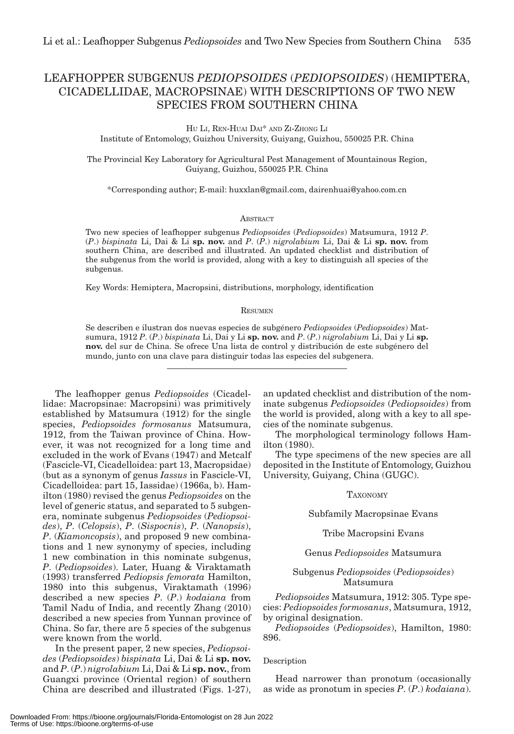# LEAFHOPPER SUBGENUS *PEDIOPSOIDES* (*PEDIOPSOIDES*) (HEMIPTERA, CICADELLIDAE, MACROPSINAE) WITH DESCRIPTIONS OF TWO NEW SPECIES FROM SOUTHERN CHINA

Hu Li, Ren-Huai Dai* and Zi-Zhong Li

Institute of Entomology, Guizhou University, Guiyang, Guizhou, 550025 P.R. China

The Provincial Key Laboratory for Agricultural Pest Management of Mountainous Region, Guiyang, Guizhou, 550025 P.R. China

*Corresponding author; E-mail: huxxlan@gmail.com, dairenhuai@yahoo.com.cn

## Abstract

Two new species of leafhopper subgenus *Pediopsoides* (*Pediopsoides*) Matsumura, 1912 *P.* (*P.*) *bispinata* Li, Dai & Li **sp. nov.** and *P.* (*P.*) *nigrolabium* Li, Dai & Li **sp. nov.** from southern China, are described and illustrated. An updated checklist and distribution of the subgenus from the world is provided, along with a key to distinguish all species of the subgenus.

Key Words: Hemiptera, Macropsini, distributions, morphology, identification

## Resumen

Se describen e ilustran dos nuevas especies de subgénero *Pediopsoides* (*Pediopsoides*) Matsumura, 1912 *P.* (*P.*) *bispinata* Li, Dai y Li **sp. nov.** and *P.* (*P.*) *nigrolabium* Li, Dai y Li **sp. nov.** del sur de China. Se ofrece Una lista de control y distribución de este subgénero del mundo, junto con una clave para distinguir todas las especies del subgenera.

---

The leafhopper genus *Pediopsoides* (Cicadellidae: Macropsinae: Macropsini) was primitively established by Matsumura (1912) for the single species, *Pediopsoides formosanus* Matsumura, 1912, from the Taiwan province of China. However, it was not recognized for a long time and excluded in the work of Evans (1947) and Metcalf (Fascicle-VI, Cicadelloidea: part 13, Macropsidae) (but as a synonym of genus *Iassus* in Fascicle-VI, Cicadelloidea: part 15, Iassidae) (1966a, b). Hamilton (1980) revised the genus *Pediopsoides* on the level of generic status, and separated to 5 subgenera, nominate subgenus *Pediopsoides* (*Pediopsoides*), *P.* (*Celopsis*), *P.* (*Sispocnis*), *P.* (*Nanopsis*), *P.* (*Kiamoncopsis*), and proposed 9 new combinations and 1 new synonymy of species, including 1 new combination in this nominate subgenus, *P.* (*Pediopsoides*). Later, Huang & Viraktamath (1993) transferred *Pediopsis femorata* Hamilton, 1980 into this subgenus, Viraktamath (1996) described a new species *P.* (*P.*) *kodaiana* from Tamil Nadu of India, and recently Zhang (2010) described a new species from Yunnan province of China. So far, there are 5 species of the subgenus were known from the world.

In the present paper, 2 new species, *Pediopsoides* (*Pediopsoides*) *bispinata* Li, Dai & Li **sp. nov.** and *P.* (*P.*) *nigrolabium* Li, Dai & Li **sp. nov.**, from Guangxi province (Oriental region) of southern China are described and illustrated (Figs. 1-27), an updated checklist and distribution of the nominate subgenus *Pediopsoides* (*Pediopsoides*) from the world is provided, along with a key to all species of the nominate subgenus.

The morphological terminology follows Hamilton (1980).

The type specimens of the new species are all deposited in the Institute of Entomology, Guizhou University, Guiyang, China (GUGC).

## Taxonomy

Subfamily Macropsinae Evans

Tribe Macropsini Evans

Genus *Pediopsoides* Matsumura

Subgenus *Pediopsoides* (*Pediopsoides*) Matsumura

*Pediopsoides* Matsumura, 1912: 305. Type species: *Pediopsoides formosanus*, Matsumura, 1912, by original designation.

*Pediopsoides* (*Pediopsoides*), Hamilton, 1980: 896.

### Description

Head narrower than pronotum (occasionally as wide as pronotum in species *P.* (*P.*) *kodaiana*).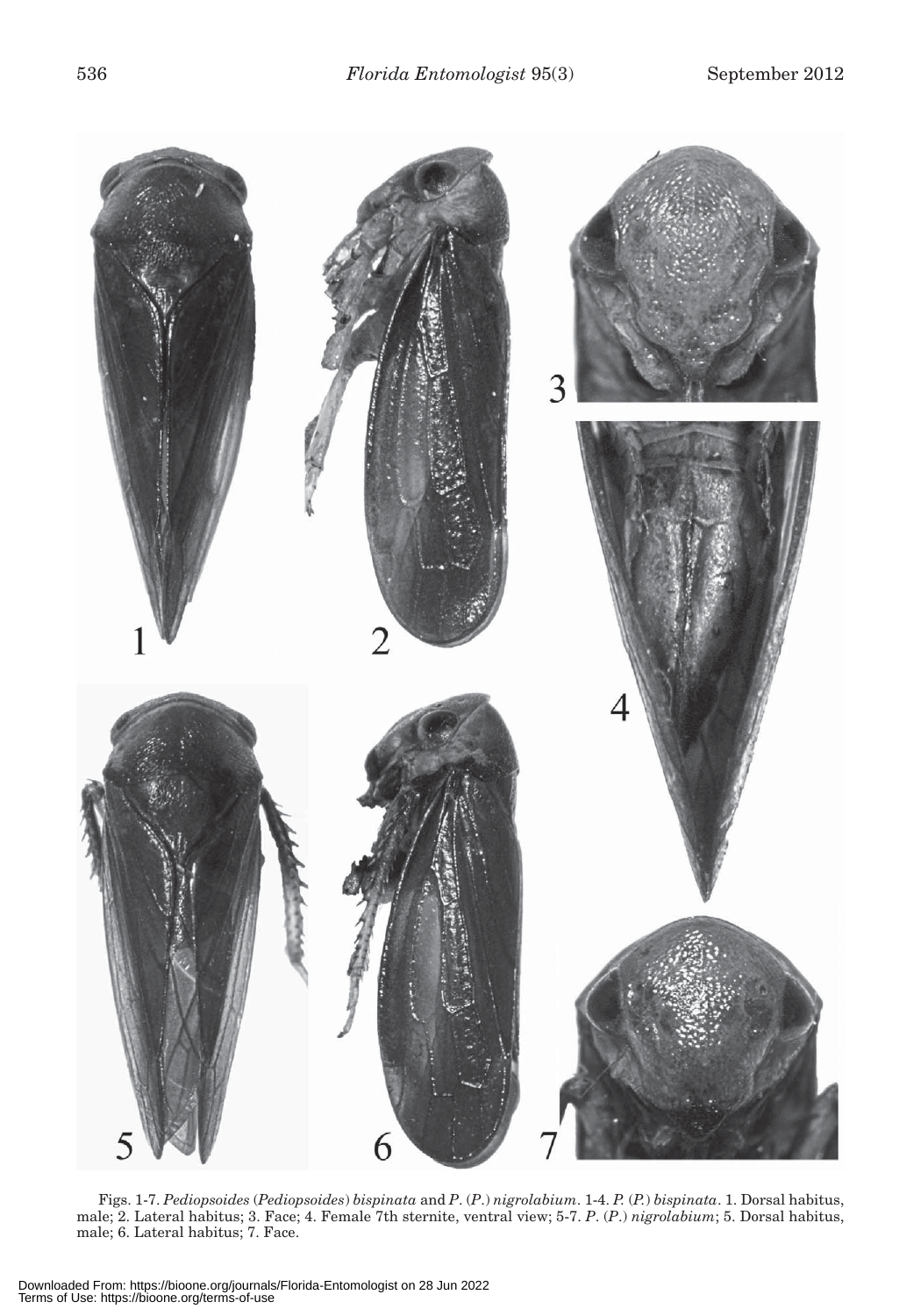Figs. 1-7. *Pediopsoides* (*Pediopsoides*) *bispinata* and *P*. (*P.*) *nigrolabium*. 1-4. *P.* (*P.*) *bispinata*. 1. Dorsal habitus, male; 2. Lateral habitus; 3. Face; 4. Female 7th sternite, ventral view; 5-7. *P*. (*P*.) *nigrolabium*; 5. Dorsal habitus, male; 6. Lateral habitus; 7. Face.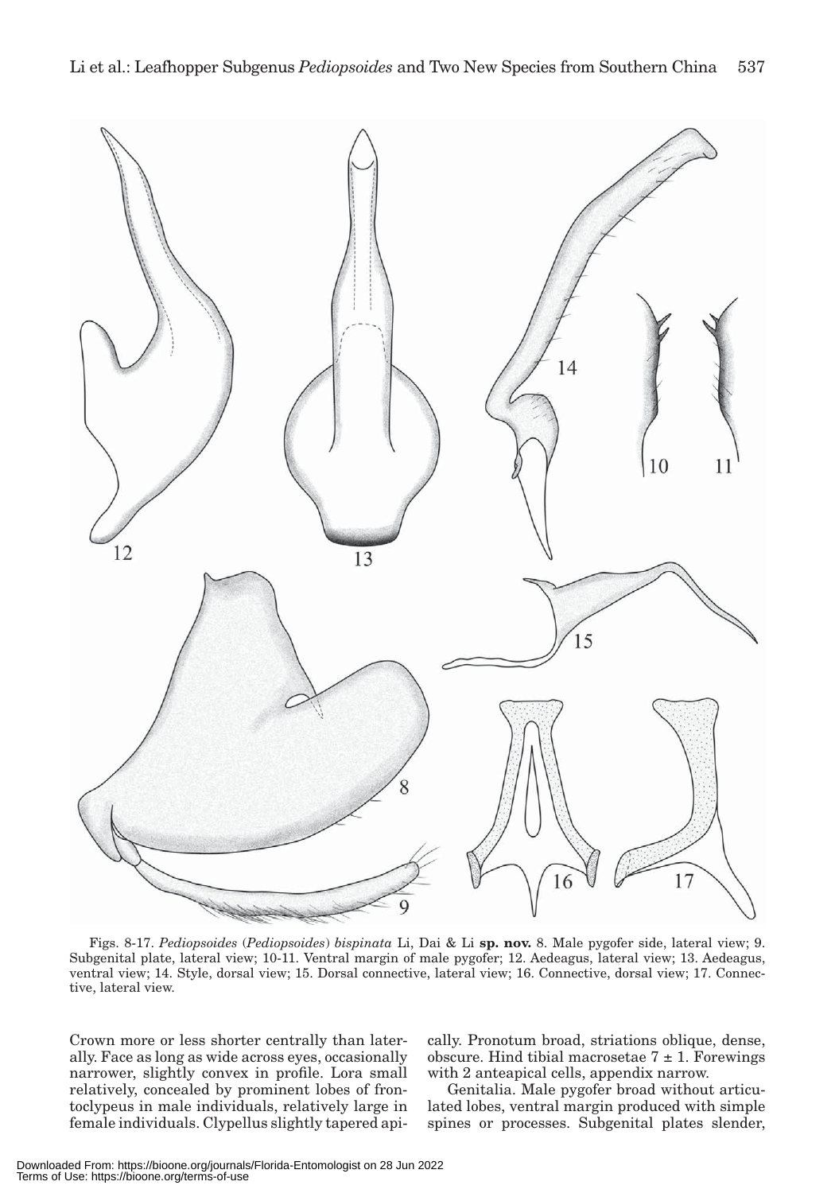Figs. 8-17. *Pediopsoides* (*Pediopsoides*) *bispinata* Li, Dai & Li **sp. nov.** 8. Male pygofer side, lateral view; 9. Subgenital plate, lateral view; 10-11. Ventral margin of male pygofer; 12. Aedeagus, lateral view; 13. Aedeagus, ventral view; 14. Style, dorsal view; 15. Dorsal connective, lateral view; 16. Connective, dorsal view; 17. Connective, lateral view.

Crown more or less shorter centrally than laterally. Face as long as wide across eyes, occasionally narrower, slightly convex in profile. Lora small relatively, concealed by prominent lobes of frontoclypeus in male individuals, relatively large in female individuals. Clypellus slightly tapered apically. Pronotum broad, striations oblique, dense, obscure. Hind tibial macrosetae $7 \pm 1$. Forewings with 2 anteapical cells, appendix narrow.

Genitalia. Male pygofer broad without articulated lobes, ventral margin produced with simple spines or processes. Subgenital plates slender,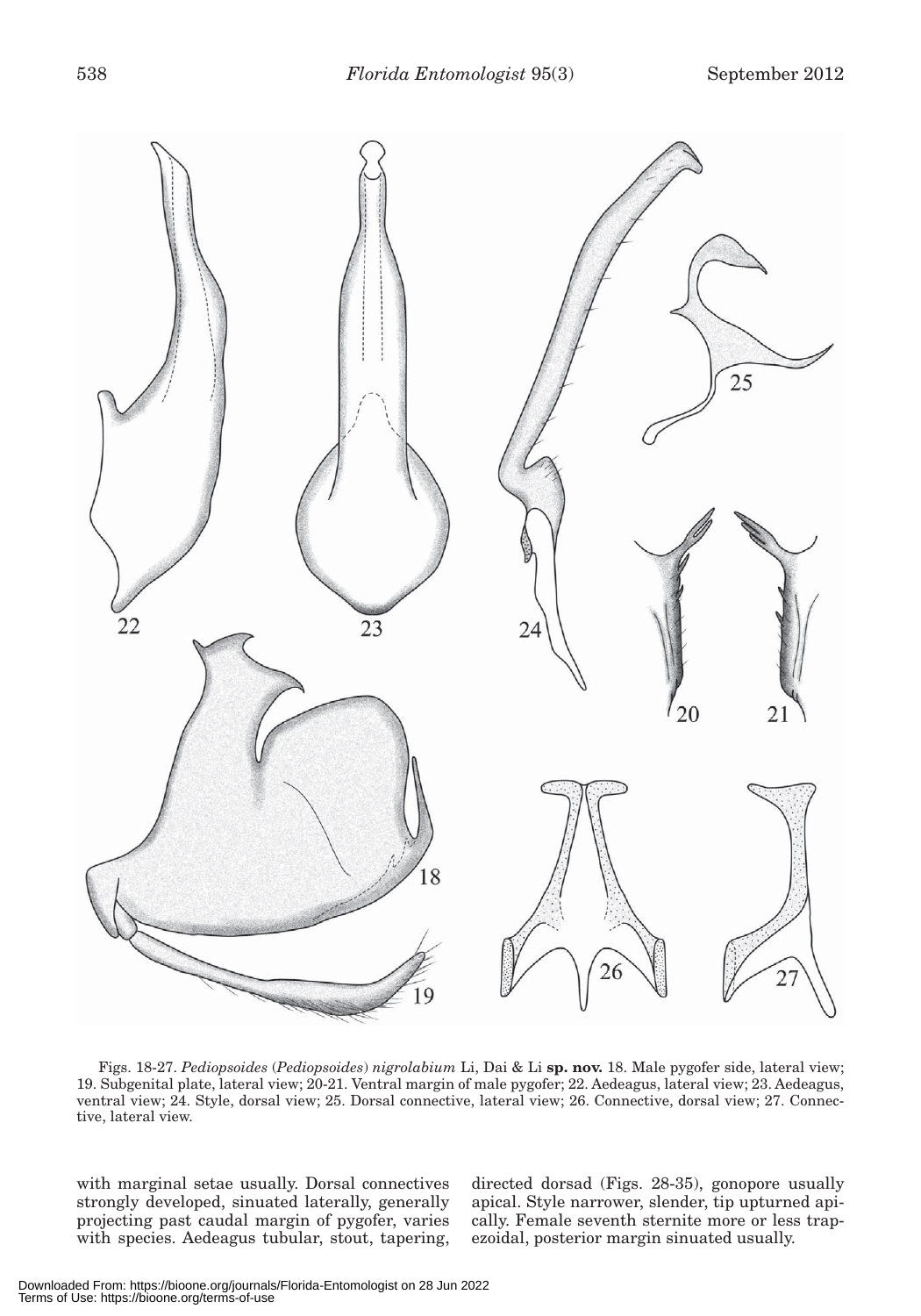Figs. 18-27. *Pediopsoides* (*Pediopsoides*) *nigrolabium* Li, Dai & Li **sp. nov.** 18. Male pygofer side, lateral view; 19. Subgenital plate, lateral view; 20-21. Ventral margin of male pygofer; 22. Aedeagus, lateral view; 23. Aedeagus, ventral view; 24. Style, dorsal view; 25. Dorsal connective, lateral view; 26. Connective, dorsal view; 27. Connective, lateral view.

with marginal setae usually. Dorsal connectives strongly developed, sinuated laterally, generally projecting past caudal margin of pygofer, varies with species. Aedeagus tubular, stout, tapering, directed dorsad (Figs. 28-35), gonopore usually apical. Style narrower, slender, tip upturned apically. Female seventh sternite more or less trapezoidal, posterior margin sinuated usually.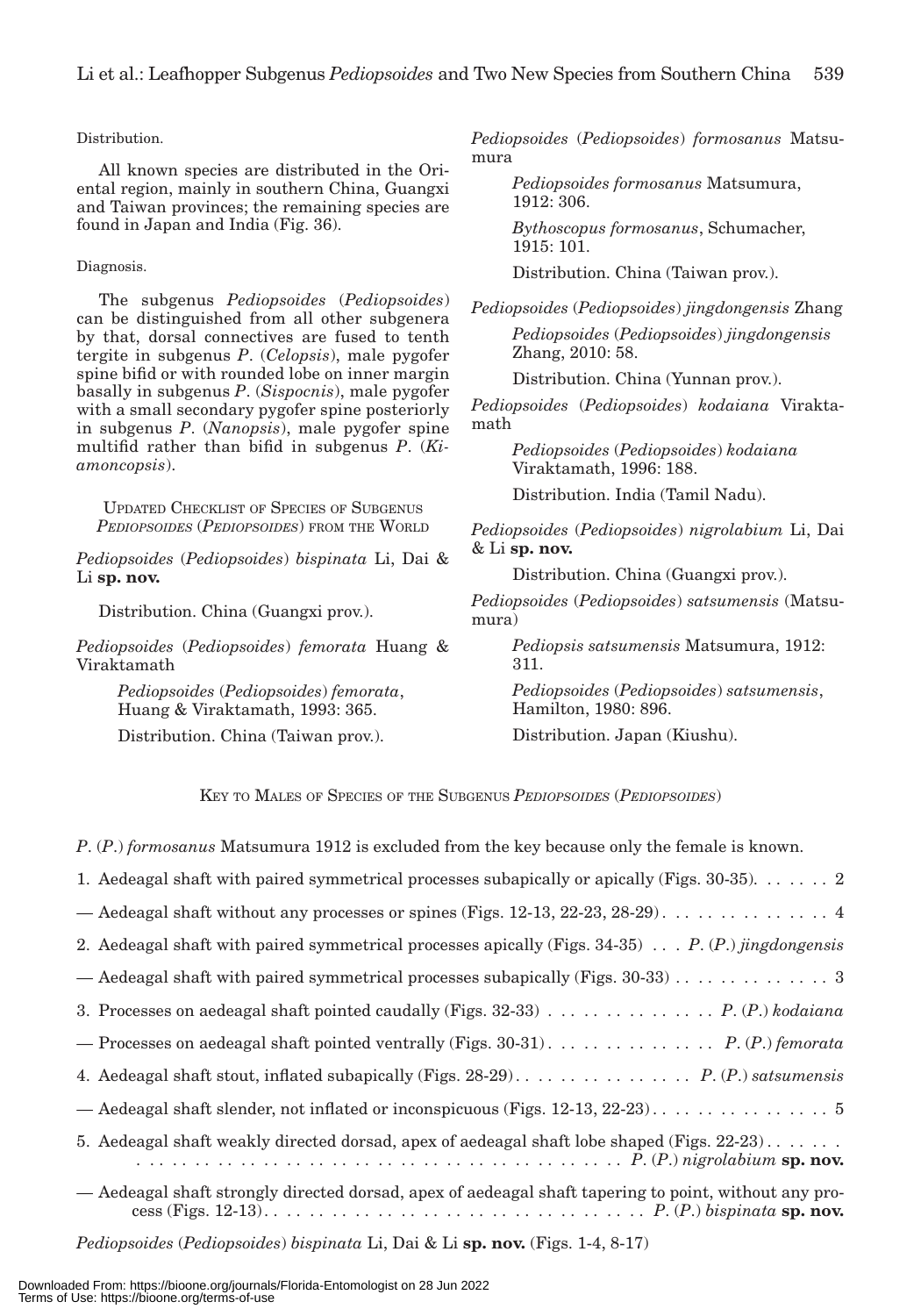Distribution.

All known species are distributed in the Oriental region, mainly in southern China, Guangxi and Taiwan provinces; the remaining species are found in Japan and India (Fig. 36).

Diagnosis.

The subgenus *Pediopsoides* (*Pediopsoides*) can be distinguished from all other subgenera by that, dorsal connectives are fused to tenth tergite in subgenus *P*. (*Celopsis*), male pygofer spine bifid or with rounded lobe on inner margin basally in subgenus *P*. (*Sispocnis*), male pygofer with a small secondary pygofer spine posteriorly in subgenus *P*. (*Nanopsis*), male pygofer spine multifid rather than bifid in subgenus *P*. (*Kiamoncopsis*).

## Updated Checklist of Species of Subgenus *Pediopsoides* (*Pediopsoides*) from the World

*Pediopsoides* (*Pediopsoides*) *bispinata* Li, Dai & Li **sp. nov.**

Distribution. China (Guangxi prov.).

*Pediopsoides* (*Pediopsoides*) *femorata* Huang & Viraktamath

*Pediopsoides* (*Pediopsoides*) *femorata*, Huang & Viraktamath, 1993: 365.

Distribution. China (Taiwan prov.).

*Pediopsoides* (*Pediopsoides*) *formosanus* Matsumura

*Pediopsoides formosanus* Matsumura, 1912: 306.

*Bythoscopus formosanus*, Schumacher, 1915: 101.

Distribution. China (Taiwan prov.).

*Pediopsoides* (*Pediopsoides*) *jingdongensis* Zhang

*Pediopsoides* (*Pediopsoides*) *jingdongensis* Zhang, 2010: 58.

Distribution. China (Yunnan prov.).

*Pediopsoides* (*Pediopsoides*) *kodaiana* Viraktamath

*Pediopsoides* (*Pediopsoides*) *kodaiana* Viraktamath, 1996: 188.

Distribution. India (Tamil Nadu).

*Pediopsoides* (*Pediopsoides*) *nigrolabium* Li, Dai & Li **sp. nov.**

Distribution. China (Guangxi prov.).

*Pediopsoides* (*Pediopsoides*) *satsumensis* (Matsumura)

*Pediopsis satsumensis* Matsumura, 1912: 311.

*Pediopsoides* (*Pediopsoides*) *satsumensis*, Hamilton, 1980: 896.

Distribution. Japan (Kiushu).

## Key to Males of Species of the Subgenus *Pediopsoides* (*Pediopsoides*)

*P*. (*P*.) *formosanus* Matsumura 1912 is excluded from the key because only the female is known.

1. Aedeagal shaft with paired symmetrical processes subapically or apically (Figs. 30-35). . . . . . . 2
— Aedeagal shaft without any processes or spines (Figs. 12-13, 22-23, 28-29) . . . . . . . . . . . . . . 4
2. Aedeagal shaft with paired symmetrical processes apically (Figs. 34-35) . . . *P*. (*P*.) *jingdongensis*
— Aedeagal shaft with paired symmetrical processes subapically (Figs. 30-33) . . . . . . . . . . . . . 3
3. Processes on aedeagal shaft pointed caudally (Figs. 32-33) . . . . . . . . . . . . . . *P*. (*P*.) *kodaiana*
— Processes on aedeagal shaft pointed ventrally (Figs. 30-31) . . . . . . . . . . . . . . *P*. (*P*.) *femorata*
4. Aedeagal shaft stout, inflated subapically (Figs. 28-29) . . . . . . . . . . . . . . . *P*. (*P*.) *satsumensis*
— Aedeagal shaft slender, not inflated or inconspicuous (Figs. 12-13, 22-23) . . . . . . . . . . . . . . . 5
5. Aedeagal shaft weakly directed dorsad, apex of aedeagal shaft lobe shaped (Figs. 22-23) . . . . . . . . . . . . . . . . . . . . . . . . . . . . . . . . . . . . . . . . . . . . . . . . *P*. (*P*.) *nigrolabium* **sp. nov.**
— Aedeagal shaft strongly directed dorsad, apex of aedeagal shaft tapering to point, without any process (Figs. 12-13) . . . . . . . . . . . . . . . . . . . . . . . . . . . . . . . *P*. (*P*.) *bispinata* **sp. nov.**

*Pediopsoides* (*Pediopsoides*) *bispinata* Li, Dai & Li **sp. nov.** (Figs. 1-4, 8-17)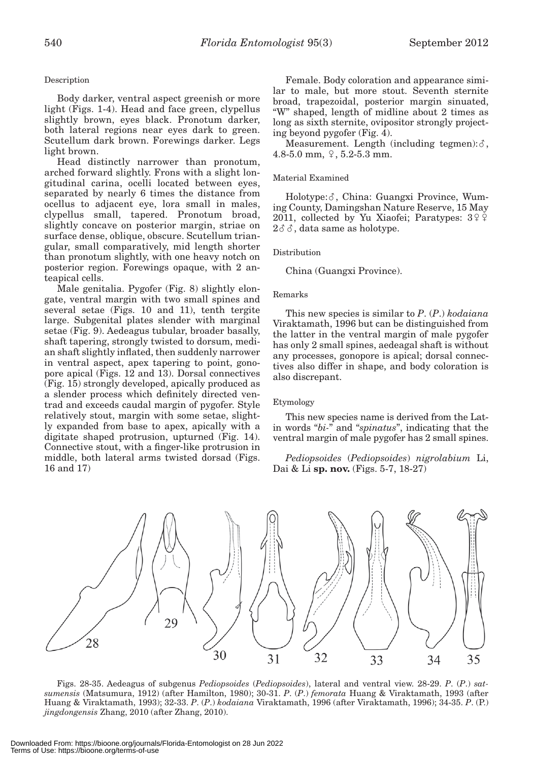Description

Body darker, ventral aspect greenish or more light (Figs. 1-4). Head and face green, clypellus slightly brown, eyes black. Pronotum darker, both lateral regions near eyes dark to green. Scutellum dark brown. Forewings darker. Legs light brown.

Head distinctly narrower than pronotum, arched forward slightly. Frons with a slight longitudinal carina, ocelli located between eyes, separated by nearly 6 times the distance from ocellus to adjacent eye, lora small in males, clypellus small, tapered. Pronotum broad, slightly concave on posterior margin, striae on surface dense, oblique, obscure. Scutellum triangular, small comparatively, mid length shorter than pronotum slightly, with one heavy notch on posterior region. Forewings opaque, with 2 anteapical cells.

Male genitalia. Pygofer (Fig. 8) slightly elongate, ventral margin with two small spines and several setae (Figs. 10 and 11), tenth tergite large. Subgenital plates slender with marginal setae (Fig. 9). Aedeagus tubular, broader basally, shaft tapering, strongly twisted to dorsum, median shaft slightly inflated, then suddenly narrower in ventral aspect, apex tapering to point, gonopore apical (Figs. 12 and 13). Dorsal connectives (Fig. 15) strongly developed, apically produced as a slender process which definitely directed ventrad and exceeds caudal margin of pygofer. Style relatively stout, margin with some setae, slightly expanded from base to apex, apically with a digitate shaped protrusion, upturned (Fig. 14). Connective stout, with a finger-like protrusion in middle, both lateral arms twisted dorsad (Figs. 16 and 17)

Female. Body coloration and appearance similar to male, but more stout. Seventh sternite broad, trapezoidal, posterior margin sinuated, "W" shaped, length of midline about 2 times as long as sixth sternite, ovipositor strongly projecting beyond pygofer (Fig. 4).

Measurement. Length (including tegmen):♂, 4.8-5.0 mm, ♀, 5.2-5.3 mm.

Material Examined

Holotype:♂, China: Guangxi Province, Wuming County, Damingshan Nature Reserve, 15 May 2011, collected by Yu Xiaofei; Paratypes: 3♀♀ 2♂♂, data same as holotype.

Distribution

China (Guangxi Province).

Remarks

This new species is similar to *P.* (*P.*) *kodaiana* Viraktamath, 1996 but can be distinguished from the latter in the ventral margin of male pygofer has only 2 small spines, aedeagal shaft is without any processes, gonopore is apical; dorsal connectives also differ in shape, and body coloration is also discrepant.

Etymology

This new species name is derived from the Latin words "*bi-*" and "*spinatus*", indicating that the ventral margin of male pygofer has 2 small spines.

*Pediopsoides* (*Pediopsoides*) *nigrolabium* Li, Dai & Li **sp. nov.** (Figs. 5-7, 18-27)

Figs. 28-35. Aedeagus of subgenus *Pediopsoides* (*Pediopsoides*), lateral and ventral view. 28-29. *P.* (*P.*) *satsumensis* (Matsumura, 1912) (after Hamilton, 1980); 30-31. *P.* (*P.*) *femorata* Huang & Viraktamath, 1993 (after Huang & Viraktamath, 1993); 32-33. *P.* (*P.*) *kodaiana* Viraktamath, 1996 (after Viraktamath, 1996); 34-35. *P.* (P.) *jingdongensis* Zhang, 2010 (after Zhang, 2010).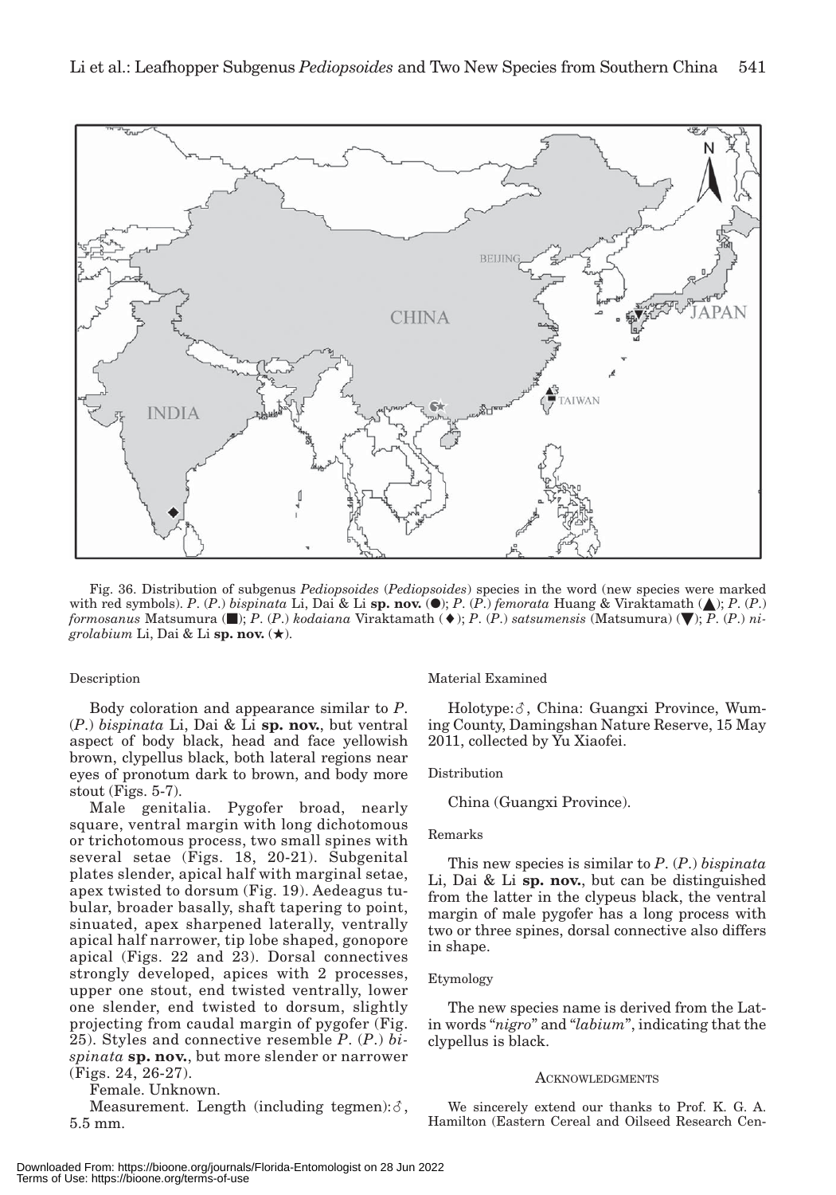Fig. 36. Distribution of subgenus *Pediopsoides* (*Pediopsoides*) species in the word (new species were marked with red symbols). *P*. (*P*.) *bispinata* Li, Dai & Li **sp. nov.** (●); *P*. (*P*.) *femorata* Huang & Viraktamath (▲); *P*. (*P*.) *formosanus* Matsumura (■); *P*. (*P*.) *kodaiana* Viraktamath (♦); *P*. (*P*.) *satsumensis* (Matsumura) (▼); *P*. (*P*.) *nigrolabium* Li, Dai & Li **sp. nov.** (★).

Description

Body coloration and appearance similar to *P*. (*P*.) *bispinata* Li, Dai & Li **sp. nov.**, but ventral aspect of body black, head and face yellowish brown, clypellus black, both lateral regions near eyes of pronotum dark to brown, and body more stout (Figs. 5-7).

Male genitalia. Pygofer broad, nearly square, ventral margin with long dichotomous or trichotomous process, two small spines with several setae (Figs. 18, 20-21). Subgenital plates slender, apical half with marginal setae, apex twisted to dorsum (Fig. 19). Aedeagus tubular, broader basally, shaft tapering to point, sinuated, apex sharpened laterally, ventrally apical half narrower, tip lobe shaped, gonopore apical (Figs. 22 and 23). Dorsal connectives strongly developed, apices with 2 processes, upper one stout, end twisted ventrally, lower one slender, end twisted to dorsum, slightly projecting from caudal margin of pygofer (Fig. 25). Styles and connective resemble *P*. (*P*.) *bispinata* **sp. nov.**, but more slender or narrower (Figs. 24, 26-27).

Female. Unknown.

Measurement. Length (including tegmen):♂, 5.5 mm.

Material Examined

Holotype:♂, China: Guangxi Province, Wuming County, Damingshan Nature Reserve, 15 May 2011, collected by Yu Xiaofei.

Distribution

China (Guangxi Province).

Remarks

This new species is similar to *P*. (*P*.) *bispinata* Li, Dai & Li **sp. nov.**, but can be distinguished from the latter in the clypeus black, the ventral margin of male pygofer has a long process with two or three spines, dorsal connective also differs in shape.

Etymology

The new species name is derived from the Latin words "*nigro*" and "*labium*", indicating that the clypellus is black.

## Acknowledgments

We sincerely extend our thanks to Prof. K. G. A. Hamilton (Eastern Cereal and Oilseed Research Cen-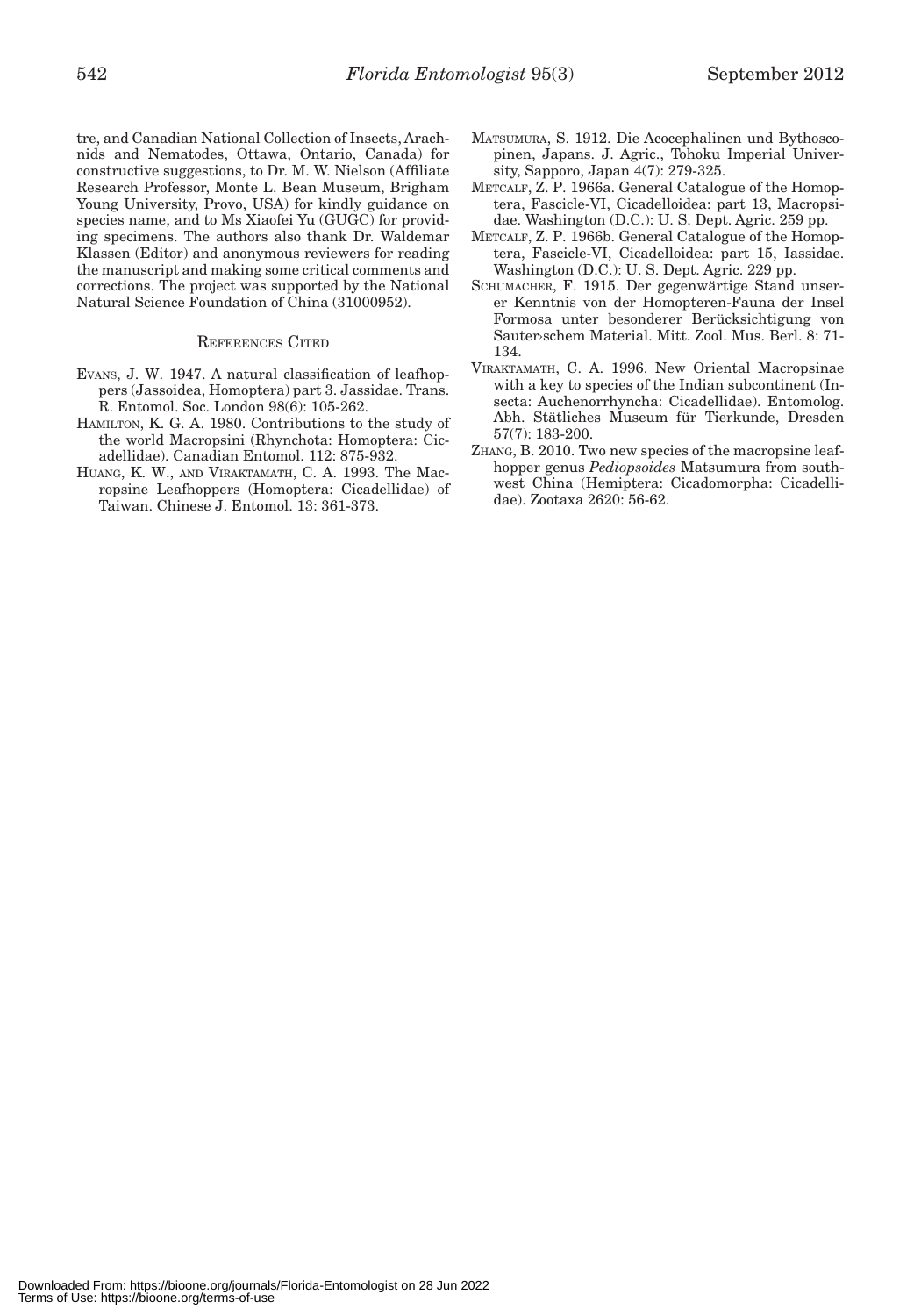tre, and Canadian National Collection of Insects, Arachnids and Nematodes, Ottawa, Ontario, Canada) for constructive suggestions, to Dr. M. W. Nielson (Affiliate Research Professor, Monte L. Bean Museum, Brigham Young University, Provo, USA) for kindly guidance on species name, and to Ms Xiaofei Yu (GUGC) for providing specimens. The authors also thank Dr. Waldemar Klassen (Editor) and anonymous reviewers for reading the manuscript and making some critical comments and corrections. The project was supported by the National Natural Science Foundation of China (31000952).

## References Cited

Evans, J. W. 1947. A natural classification of leafhoppers (Jassoidea, Homoptera) part 3. Jassidae. Trans. R. Entomol. Soc. London 98(6): 105-262.

Hamilton, K. G. A. 1980. Contributions to the study of the world Macropsini (Rhynchota: Homoptera: Cicadellidae). Canadian Entomol. 112: 875-932.

Huang, K. W., and Viraktamath, C. A. 1993. The Macropsine Leafhoppers (Homoptera: Cicadellidae) of Taiwan. Chinese J. Entomol. 13: 361-373.

Matsumura, S. 1912. Die Acocephalinen und Bythoscopinen, Japans. J. Agric., Tohoku Imperial University, Sapporo, Japan 4(7): 279-325.

Metcalf, Z. P. 1966a. General Catalogue of the Homoptera, Fascicle-VI, Cicadelloidea: part 13, Macropsidae. Washington (D.C.): U. S. Dept. Agric. 259 pp.

Metcalf, Z. P. 1966b. General Catalogue of the Homoptera, Fascicle-VI, Cicadelloidea: part 15, Iassidae. Washington (D.C.): U. S. Dept. Agric. 229 pp.

Schumacher, F. 1915. Der gegenwärtige Stand unserer Kenntnis von der Homopteren-Fauna der Insel Formosa unter besonderer Berücksichtigung von Sauter›schem Material. Mitt. Zool. Mus. Berl. 8: 71-134.

Viraktamath, C. A. 1996. New Oriental Macropsinae with a key to species of the Indian subcontinent (Insecta: Auchenorrhyncha: Cicadellidae). Entomolog. Abh. Stätliches Museum für Tierkunde, Dresden 57(7): 183-200.

Zhang, B. 2010. Two new species of the macropsine leafhopper genus *Pediopsoides* Matsumura from southwest China (Hemiptera: Cicadomorpha: Cicadellidae). Zootaxa 2620: 56-62.